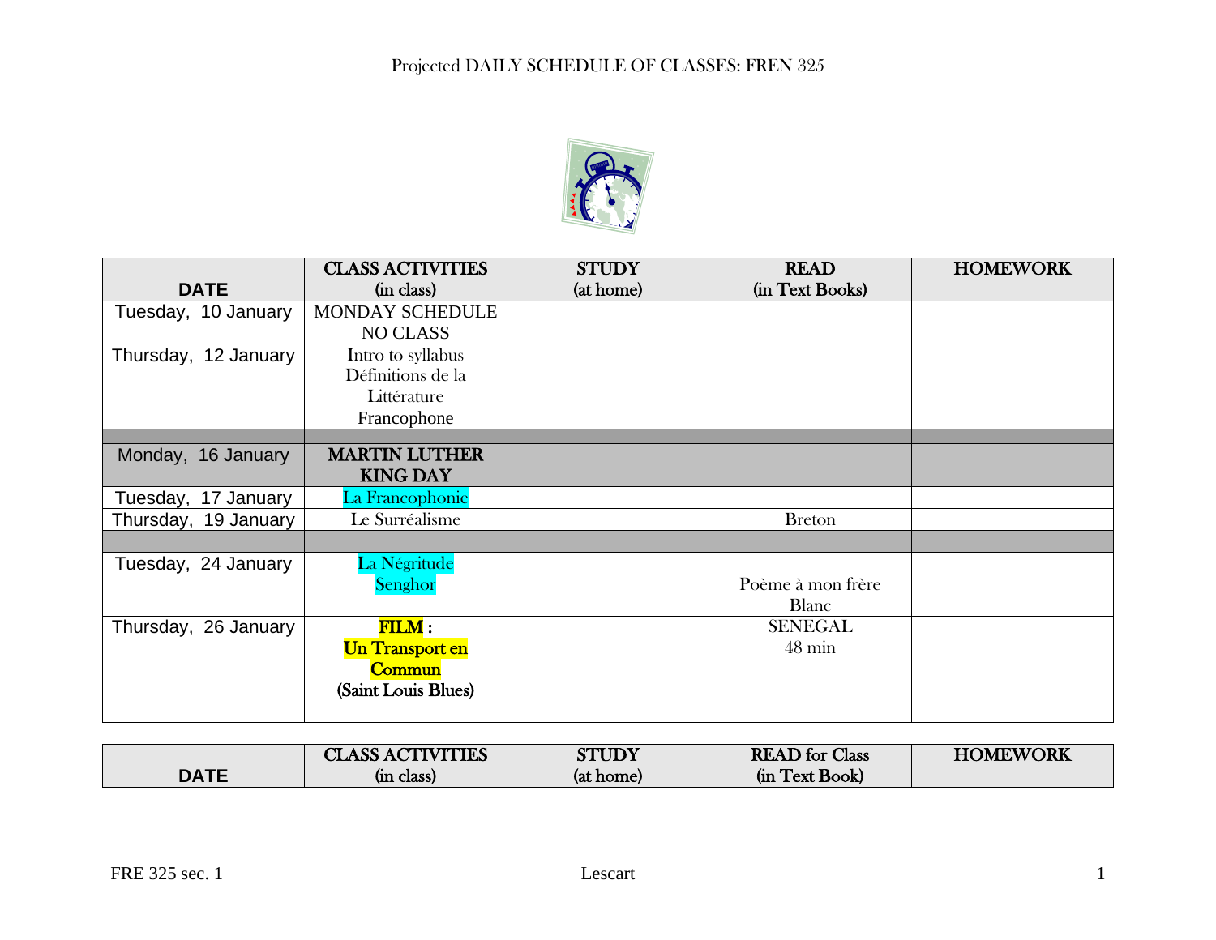Projected DAILY SCHEDULE OF CLASSES: FREN 325

| DATE | CLASS ACTIVITIES (in class) | STUDY (at home) | READ (in Text Books) | HOMEWORK |
|---|---|---|---|---|
| Tuesday, 10 January | MONDAY SCHEDULE NO CLASS | | | |
| Thursday, 12 January | Intro to syllabus Définitions de la Littérature Francophone | | | |
| | | | | |
| Monday, 16 January | **MARTIN LUTHER KING DAY** | | | |
| Tuesday, 17 January | La Francophonie | | | |
| Thursday, 19 January | Le Surréalisme | | Breton | |
| | | | | |
| Tuesday, 24 January | La Négritude Senghor | | Poème à mon frère Blanc | |
| Thursday, 26 January | **FILM** : **Un Transport en Commun** **(Saint Louis Blues)** | | SENEGAL 48 min | |

| DATE | CLASS ACTIVITIES (in class) | STUDY (at home) | READ for Class (in Text Book) | HOMEWORK |
|---|---|---|---|---|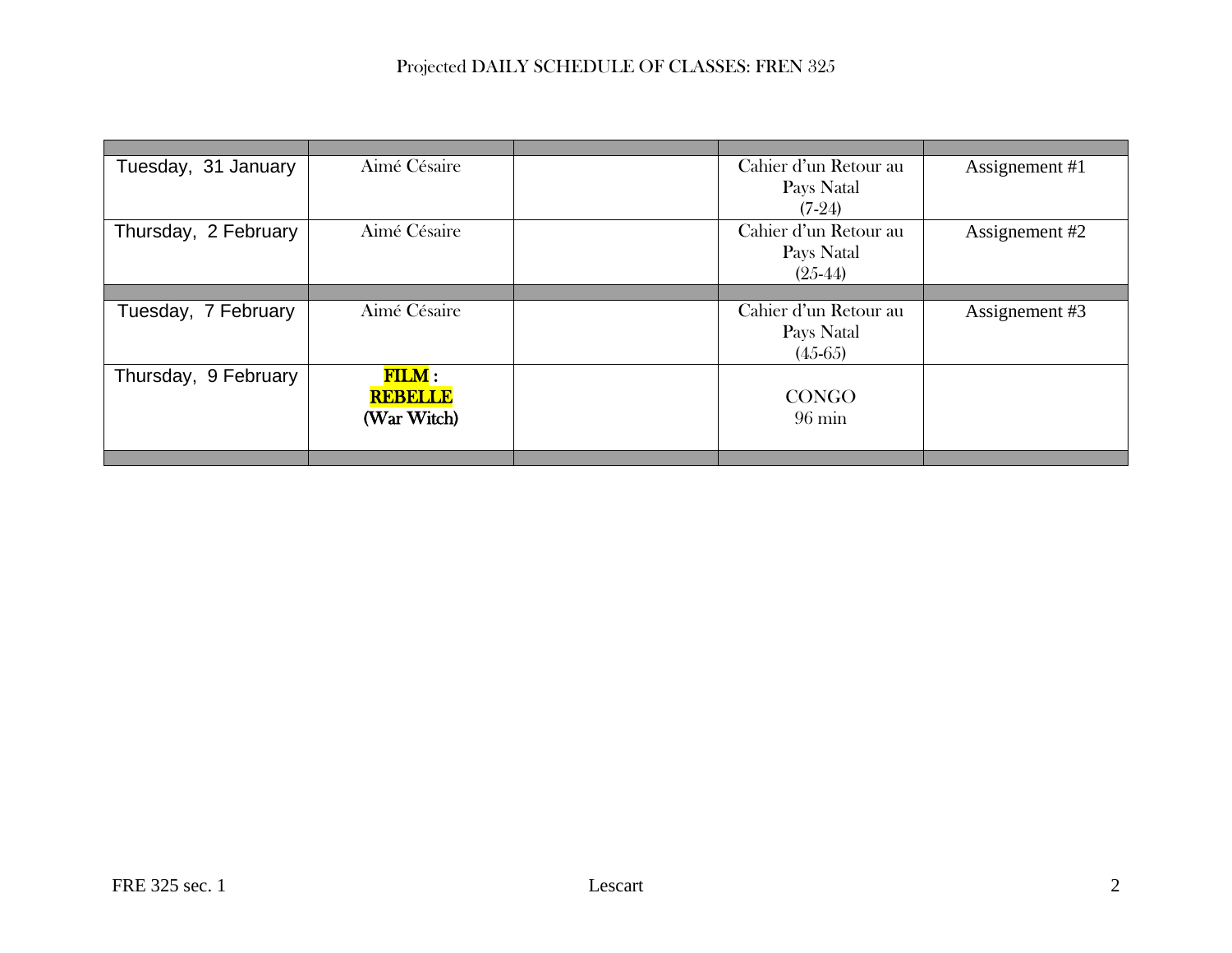Projected DAILY SCHEDULE OF CLASSES: FREN 325

| | | | | |
|---|---|---|---|---|
| Tuesday, 31 January | Aimé Césaire | | Cahier d'un Retour au Pays Natal (7-24) | Assignement #1 |
| Thursday, 2 February | Aimé Césaire | | Cahier d'un Retour au Pays Natal (25-44) | Assignement #2 |
| | | | | |
| Tuesday, 7 February | Aimé Césaire | | Cahier d'un Retour au Pays Natal (45-65) | Assignement #3 |
| Thursday, 9 February | **FILM : REBELLE (War Witch)** | | CONGO 96 min | |
| | | | | |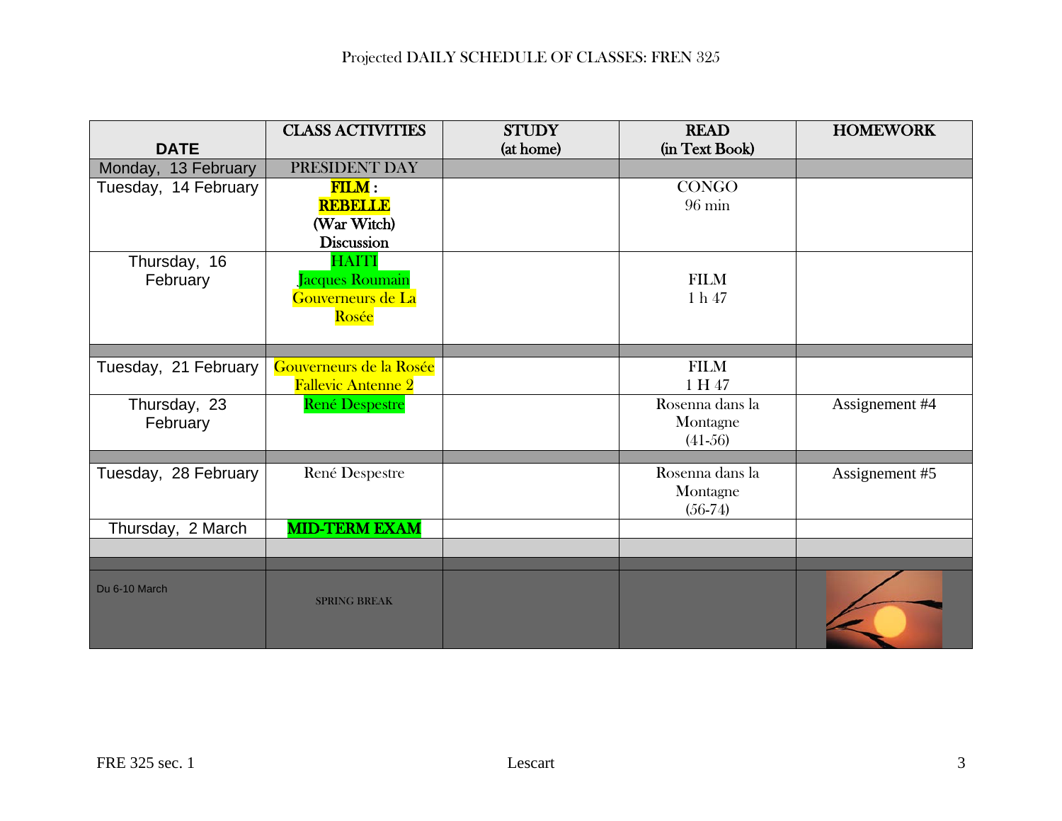Projected DAILY SCHEDULE OF CLASSES: FREN 325

| DATE | CLASS ACTIVITIES | STUDY (at home) | READ (in Text Book) | HOMEWORK |
|---|---|---|---|---|
| Monday, 13 February | PRESIDENT DAY | | | |
| Tuesday, 14 February | **FILM : REBELLE (War Witch) Discussion** | | CONGO 96 min | |
| Thursday, 16 February | HAITI Jacques Roumain Gouverneurs de La Rosée | | FILM 1 h 47 | |
| | | | | |
| Tuesday, 21 February | Gouverneurs de la Rosée Fallevic Antenne 2 | | FILM 1 H 47 | |
| Thursday, 23 February | René Despestre | | Rosenna dans la Montagne (41-56) | Assignement #4 |
| | | | | |
| Tuesday, 28 February | René Despestre | | Rosenna dans la Montagne (56-74) | Assignement #5 |
| Thursday, 2 March | **MID-TERM EXAM** | | | |
| | | | | |
| | | | | |
| Du 6-10 March | SPRING BREAK | | | |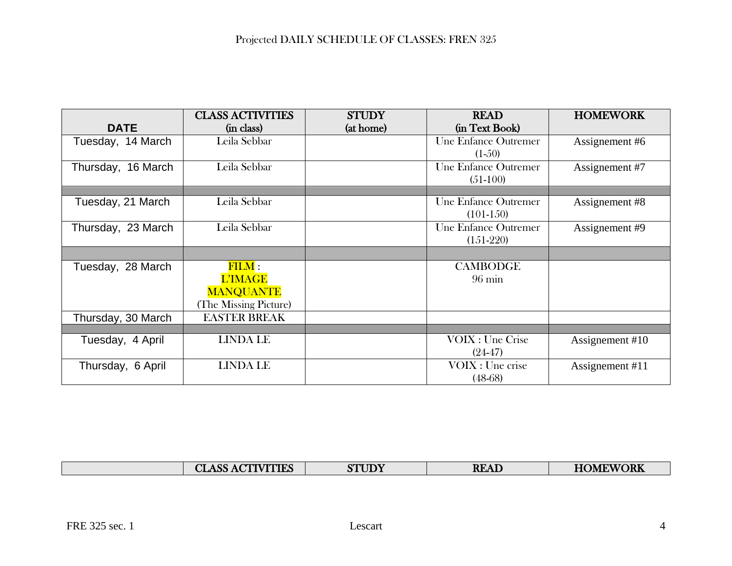Projected DAILY SCHEDULE OF CLASSES: FREN 325

| DATE | CLASS ACTIVITIES (in class) | STUDY (at home) | READ (in Text Book) | HOMEWORK |
|---|---|---|---|---|
| Tuesday, 14 March | Leila Sebbar | | Une Enfance Outremer (1-50) | Assignement #6 |
| Thursday, 16 March | Leila Sebbar | | Une Enfance Outremer (51-100) | Assignement #7 |
| | | | | |
| Tuesday, 21 March | Leila Sebbar | | Une Enfance Outremer (101-150) | Assignement #8 |
| Thursday, 23 March | Leila Sebbar | | Une Enfance Outremer (151-220) | Assignement #9 |
| | | | | |
| Tuesday, 28 March | FILM : L'IMAGE MANQUANTE (The Missing Picture) | | CAMBODGE 96 min | |
| Thursday, 30 March | EASTER BREAK | | | |
| | | | | |
| Tuesday, 4 April | LINDA LE | | VOIX : Une Crise (24-47) | Assignement #10 |
| Thursday, 6 April | LINDA LE | | VOIX : Une crise (48-68) | Assignement #11 |

| | CLASS ACTIVITIES | STUDY | READ | HOMEWORK |
|---|---|---|---|---|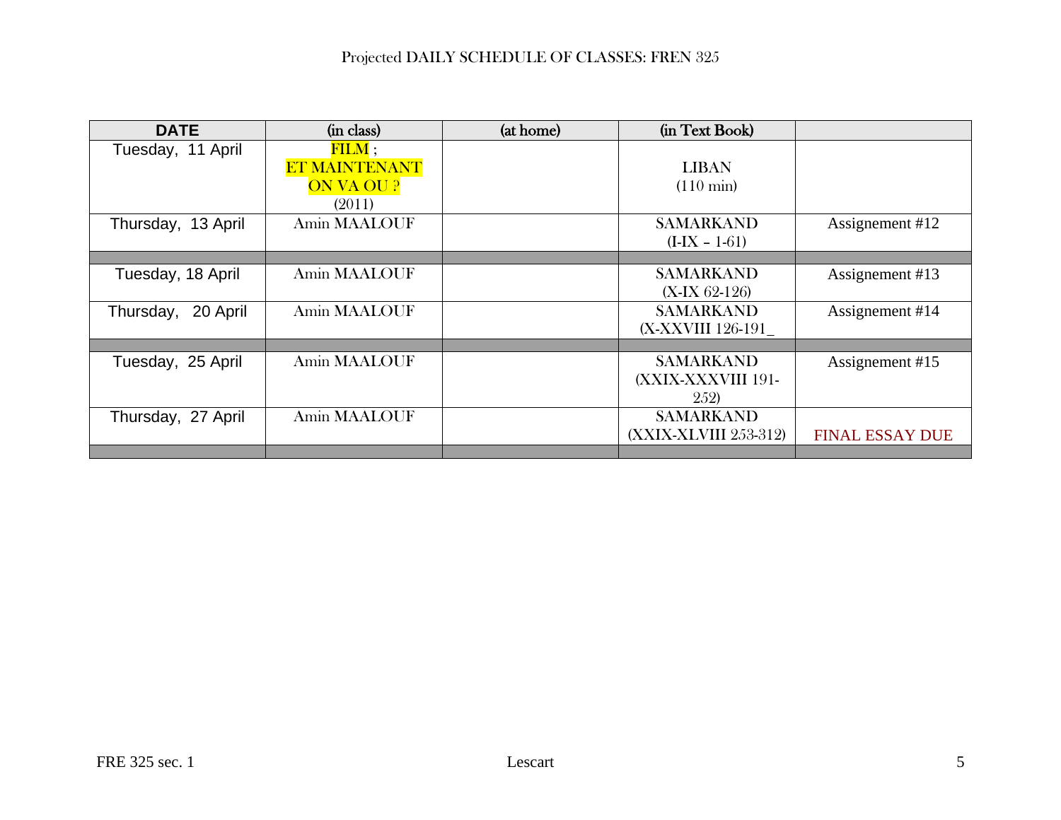Projected DAILY SCHEDULE OF CLASSES: FREN 325

| DATE | (in class) | (at home) | (in Text Book) | |
|---|---|---|---|---|
| Tuesday, 11 April | FILM ; ET MAINTENANT ON VA OU ? (2011) | | LIBAN (110 min) | |
| Thursday, 13 April | Amin MAALOUF | | SAMARKAND (I-IX – 1-61) | Assignement #12 |
| | | | | |
| Tuesday, 18 April | Amin MAALOUF | | SAMARKAND (X-IX 62-126) | Assignement #13 |
| Thursday, 20 April | Amin MAALOUF | | SAMARKAND (X-XXVIII 126-191_ | Assignement #14 |
| | | | | |
| Tuesday, 25 April | Amin MAALOUF | | SAMARKAND (XXIX-XXXVIII 191-252) | Assignement #15 |
| Thursday, 27 April | Amin MAALOUF | | SAMARKAND (XXIX-XLVIII 253-312) | FINAL ESSAY DUE |
| | | | | |

FRE 325 sec. 1 Lescart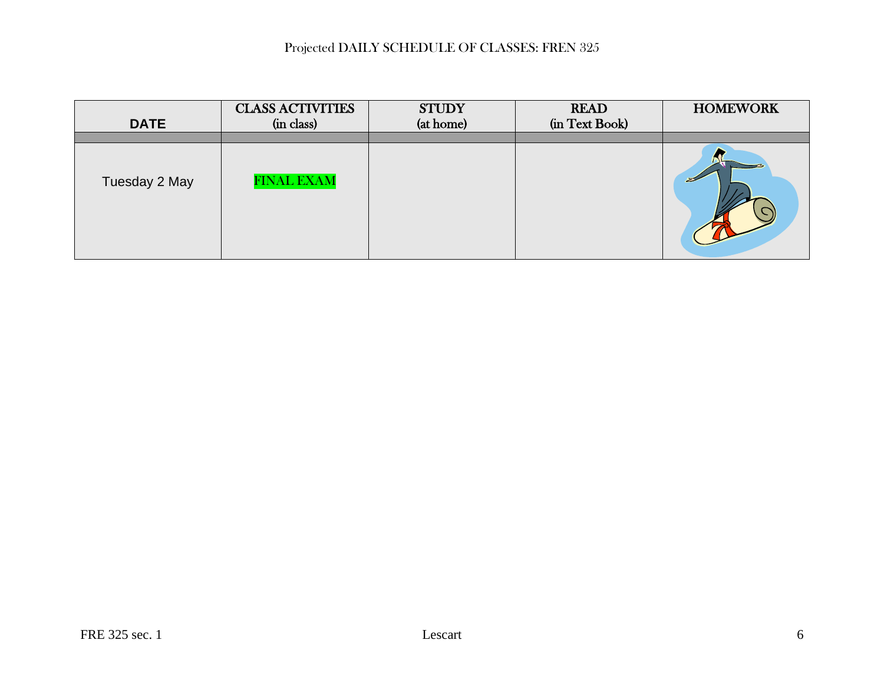Projected DAILY SCHEDULE OF CLASSES: FREN 325

| DATE | CLASS ACTIVITIES (in class) | STUDY (at home) | READ (in Text Book) | HOMEWORK |
|---|---|---|---|---|
| | | | | |
| Tuesday 2 May | FINAL EXAM | | | |